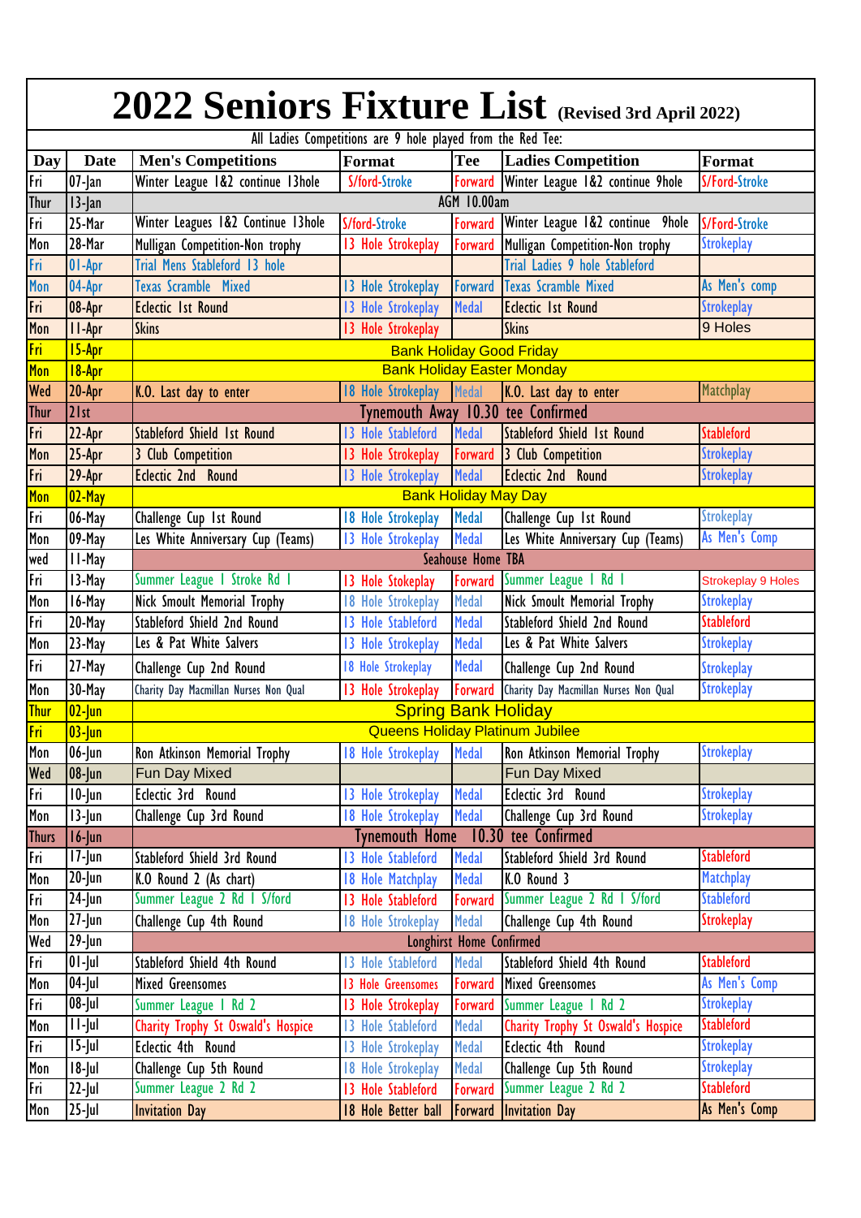# 2022 Seniors Fixture List (Revised 3rd April 2022)

All Ladies Competitions are 9 hole played from the Red Tee:

| Day | Date | Men's Competitions | Format | Tee | Ladies Competition | Format |
|---|---|---|---|---|---|---|
| Fri | 07-Jan | Winter League 1&2 continue 13hole | S/ford-Stroke | Forward | Winter League 1&2 continue 9hole | S/Ford-Stroke |
| Thur | 13-Jan | AGM 10.00am | | | | |
| Fri | 25-Mar | Winter Leagues 1&2 Continue 13hole | S/ford-Stroke | Forward | Winter League 1&2 continue 9hole | S/Ford-Stroke |
| Mon | 28-Mar | Mulligan Competition-Non trophy | 13 Hole Strokeplay | Forward | Mulligan Competition-Non trophy | Strokeplay |
| Fri | 01-Apr | Trial Mens Stableford 13 hole | | | Trial Ladies 9 hole Stableford | |
| Mon | 04-Apr | Texas Scramble Mixed | 13 Hole Strokeplay | Forward | Texas Scramble Mixed | As Men's comp |
| Fri | 08-Apr | Eclectic 1st Round | 13 Hole Strokeplay | Medal | Eclectic 1st Round | Strokeplay |
| Mon | 11-Apr | Skins | 13 Hole Strokeplay | | Skins | 9 Holes |
| Fri | 15-Apr | Bank Holiday Good Friday | | | | |
| Mon | 18-Apr | Bank Holiday Easter Monday | | | | |
| Wed | 20-Apr | K.O. Last day to enter | 18 Hole Strokeplay | Medal | K.O. Last day to enter | Matchplay |
| Thur | 21st | Tynemouth Away 10.30 tee Confirmed | | | | |
| Fri | 22-Apr | Stableford Shield 1st Round | 13 Hole Stableford | Medal | Stableford Shield 1st Round | Stableford |
| Mon | 25-Apr | 3 Club Competition | 13 Hole Strokeplay | Forward | 3 Club Competition | Strokeplay |
| Fri | 29-Apr | Eclectic 2nd Round | 13 Hole Strokeplay | Medal | Eclectic 2nd Round | Strokeplay |
| Mon | 02-May | Bank Holiday May Day | | | | |
| Fri | 06-May | Challenge Cup 1st Round | 18 Hole Strokeplay | Medal | Challenge Cup 1st Round | Strokeplay |
| Mon | 09-May | Les White Anniversary Cup (Teams) | 13 Hole Strokeplay | Medal | Les White Anniversary Cup (Teams) | As Men's Comp |
| wed | 11-May | Seahouse Home TBA | | | | |
| Fri | 13-May | Summer League 1 Stroke Rd 1 | 13 Hole Stokeplay | Forward | Summer League 1 Rd 1 | Strokeplay 9 Holes |
| Mon | 16-May | Nick Smoult Memorial Trophy | 18 Hole Strokeplay | Medal | Nick Smoult Memorial Trophy | Strokeplay |
| Fri | 20-May | Stableford Shield 2nd Round | 13 Hole Stableford | Medal | Stableford Shield 2nd Round | Stableford |
| Mon | 23-May | Les & Pat White Salvers | 13 Hole Strokeplay | Medal | Les & Pat White Salvers | Strokeplay |
| Fri | 27-May | Challenge Cup 2nd Round | 18 Hole Strokeplay | Medal | Challenge Cup 2nd Round | Strokeplay |
| Mon | 30-May | Charity Day Macmillan Nurses Non Qual | 13 Hole Strokeplay | Forward | Charity Day Macmillan Nurses Non Qual | Strokeplay |
| Thur | 02-Jun | Spring Bank Holiday | | | | |
| Fri | 03-Jun | Queens Holiday Platinum Jubilee | | | | |
| Mon | 06-Jun | Ron Atkinson Memorial Trophy | 18 Hole Strokeplay | Medal | Ron Atkinson Memorial Trophy | Strokeplay |
| Wed | 08-Jun | Fun Day Mixed | | | Fun Day Mixed | |
| Fri | 10-Jun | Eclectic 3rd Round | 13 Hole Strokeplay | Medal | Eclectic 3rd Round | Strokeplay |
| Mon | 13-Jun | Challenge Cup 3rd Round | 18 Hole Strokeplay | Medal | Challenge Cup 3rd Round | Strokeplay |
| Thurs | 16-Jun | Tynemouth Home 10.30 tee Confirmed | | | | |
| Fri | 17-Jun | Stableford Shield 3rd Round | 13 Hole Stableford | Medal | Stableford Shield 3rd Round | Stableford |
| Mon | 20-Jun | K.O Round 2 (As chart) | 18 Hole Matchplay | Medal | K.O Round 3 | Matchplay |
| Fri | 24-Jun | Summer League 2 Rd 1 S/ford | 13 Hole Stableford | Forward | Summer League 2 Rd 1 S/ford | Stableford |
| Mon | 27-Jun | Challenge Cup 4th Round | 18 Hole Strokeplay | Medal | Challenge Cup 4th Round | Strokeplay |
| Wed | 29-Jun | Longhirst Home Confirmed | | | | |
| Fri | 01-Jul | Stableford Shield 4th Round | 13 Hole Stableford | Medal | Stableford Shield 4th Round | Stableford |
| Mon | 04-Jul | Mixed Greensomes | 13 Hole Greensomes | Forward | Mixed Greensomes | As Men's Comp |
| Fri | 08-Jul | Summer League 1 Rd 2 | 13 Hole Strokeplay | Forward | Summer League 1 Rd 2 | Strokeplay |
| Mon | 11-Jul | Charity Trophy St Oswald's Hospice | 13 Hole Stableford | Medal | Charity Trophy St Oswald's Hospice | Stableford |
| Fri | 15-Jul | Eclectic 4th Round | 13 Hole Strokeplay | Medal | Eclectic 4th Round | Strokeplay |
| Mon | 18-Jul | Challenge Cup 5th Round | 18 Hole Strokeplay | Medal | Challenge Cup 5th Round | Strokeplay |
| Fri | 22-Jul | Summer League 2 Rd 2 | 13 Hole Stableford | Forward | Summer League 2 Rd 2 | Stableford |
| Mon | 25-Jul | Invitation Day | 18 Hole Better ball | Forward | Invitation Day | As Men's Comp |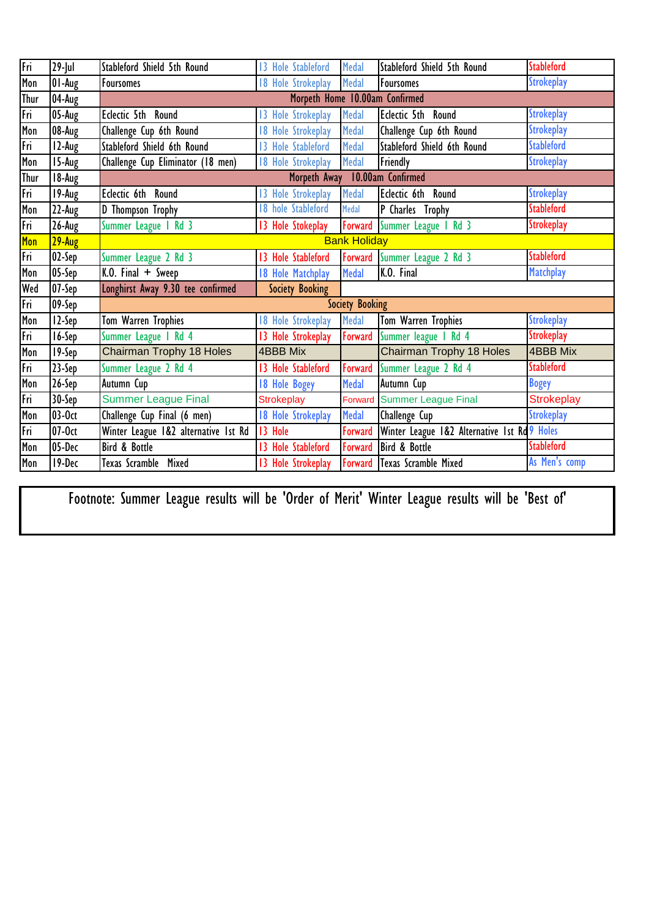| | | | | | | |
|---|---|---|---|---|---|---|
| Fri | 29-Jul | Stableford Shield 5th Round | 13 Hole Stableford | Medal | Stableford Shield 5th Round | Stableford |
| Mon | 01-Aug | Foursomes | 18 Hole Strokeplay | Medal | Foursomes | Strokeplay |
| Thur | 04-Aug | Morpeth Home 10.00am Confirmed | | | | |
| Fri | 05-Aug | Eclectic 5th Round | 13 Hole Strokeplay | Medal | Eclectic 5th Round | Strokeplay |
| Mon | 08-Aug | Challenge Cup 6th Round | 18 Hole Strokeplay | Medal | Challenge Cup 6th Round | Strokeplay |
| Fri | 12-Aug | Stableford Shield 6th Round | 13 Hole Stableford | Medal | Stableford Shield 6th Round | Stableford |
| Mon | 15-Aug | Challenge Cup Eliminator (18 men) | 18 Hole Strokeplay | Medal | Friendly | Strokeplay |
| Thur | 18-Aug | Morpeth Away 10.00am Confirmed | | | | |
| Fri | 19-Aug | Eclectic 6th Round | 13 Hole Strokeplay | Medal | Eclectic 6th Round | Strokeplay |
| Mon | 22-Aug | D Thompson Trophy | 18 hole Stableford | Medal | P Charles Trophy | Stableford |
| Fri | 26-Aug | Summer League 1 Rd 3 | 13 Hole Stokeplay | Forward | Summer League 1 Rd 3 | Strokeplay |
| Mon | 29-Aug | Bank Holiday | | | | |
| Fri | 02-Sep | Summer League 2 Rd 3 | 13 Hole Stableford | Forward | Summer League 2 Rd 3 | Stableford |
| Mon | 05-Sep | K.O. Final + Sweep | 18 Hole Matchplay | Medal | K.O. Final | Matchplay |
| Wed | 07-Sep | Longhirst Away 9.30 tee confirmed | Society Booking | | | |
| Fri | 09-Sep | Society Booking | | | | |
| Mon | 12-Sep | Tom Warren Trophies | 18 Hole Strokeplay | Medal | Tom Warren Trophies | Strokeplay |
| Fri | 16-Sep | Summer League 1 Rd 4 | 13 Hole Strokeplay | Forward | Summer league 1 Rd 4 | Strokeplay |
| Mon | 19-Sep | Chairman Trophy 18 Holes | 4BBB Mix | | Chairman Trophy 18 Holes | 4BBB Mix |
| Fri | 23-Sep | Summer League 2 Rd 4 | 13 Hole Stableford | Forward | Summer League 2 Rd 4 | Stableford |
| Mon | 26-Sep | Autumn Cup | 18 Hole Bogey | Medal | Autumn Cup | Bogey |
| Fri | 30-Sep | Summer League Final | Strokeplay | Forward | Summer League Final | Strokeplay |
| Mon | 03-Oct | Challenge Cup Final (6 men) | 18 Hole Strokeplay | Medal | Challenge Cup | Strokeplay |
| Fri | 07-Oct | Winter League 1&2 alternative 1st Rd | 13 Hole | Forward | Winter League 1&2 Alternative 1st Rd | 9 Holes |
| Mon | 05-Dec | Bird & Bottle | 13 Hole Stableford | Forward | Bird & Bottle | Stableford |
| Mon | 19-Dec | Texas Scramble Mixed | 13 Hole Strokeplay | Forward | Texas Scramble Mixed | As Men's comp |

Footnote: Summer League results will be 'Order of Merit' Winter League results will be 'Best of'